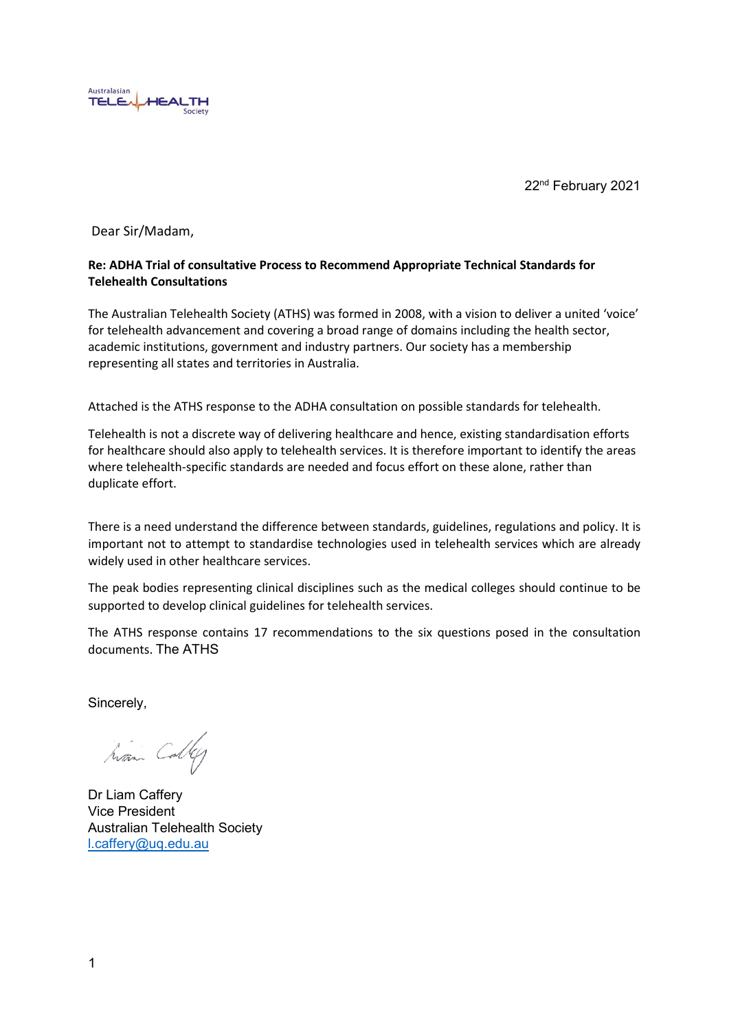Australasian TELEHEALTH Society

22nd February 2021

Dear Sir/Madam,

**Re: ADHA Trial of consultative Process to Recommend Appropriate Technical Standards for Telehealth Consultations**

The Australian Telehealth Society (ATHS) was formed in 2008, with a vision to deliver a united 'voice' for telehealth advancement and covering a broad range of domains including the health sector, academic institutions, government and industry partners. Our society has a membership representing all states and territories in Australia.

Attached is the ATHS response to the ADHA consultation on possible standards for telehealth.

Telehealth is not a discrete way of delivering healthcare and hence, existing standardisation efforts for healthcare should also apply to telehealth services. It is therefore important to identify the areas where telehealth-specific standards are needed and focus effort on these alone, rather than duplicate effort.

There is a need understand the difference between standards, guidelines, regulations and policy. It is important not to attempt to standardise technologies used in telehealth services which are already widely used in other healthcare services.

The peak bodies representing clinical disciplines such as the medical colleges should continue to be supported to develop clinical guidelines for telehealth services.

The ATHS response contains 17 recommendations to the six questions posed in the consultation documents. The ATHS

Sincerely,

Dr Liam Caffery
Vice President
Australian Telehealth Society
l.caffery@uq.edu.au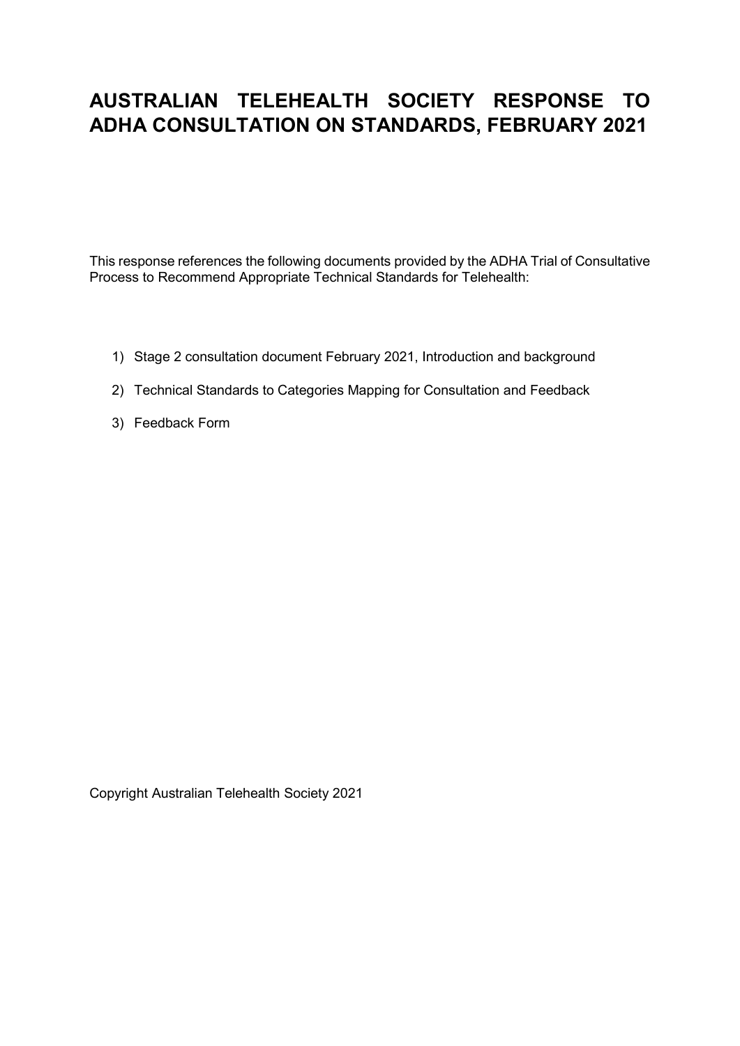# AUSTRALIAN TELEHEALTH SOCIETY RESPONSE TO ADHA CONSULTATION ON STANDARDS, FEBRUARY 2021

This response references the following documents provided by the ADHA Trial of Consultative Process to Recommend Appropriate Technical Standards for Telehealth:

1) Stage 2 consultation document February 2021, Introduction and background
2) Technical Standards to Categories Mapping for Consultation and Feedback
3) Feedback Form

Copyright Australian Telehealth Society 2021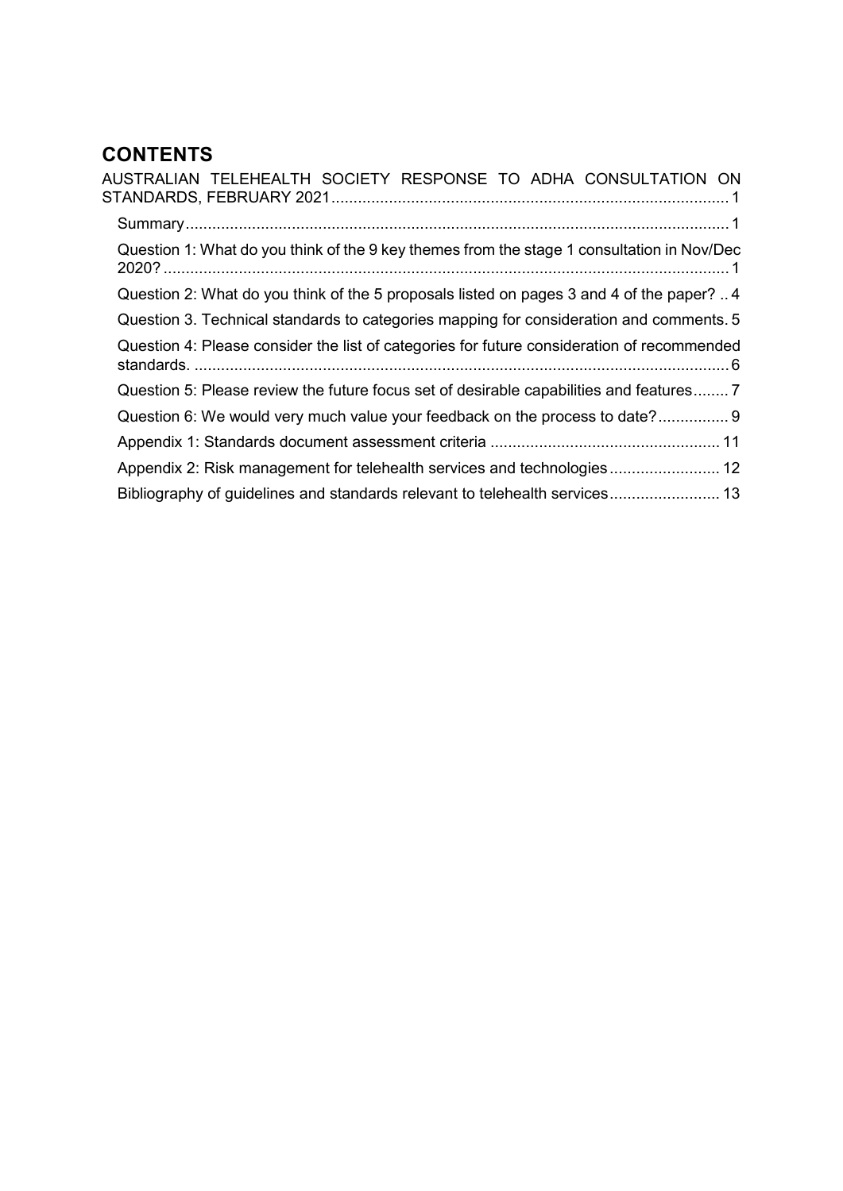## CONTENTS

AUSTRALIAN TELEHEALTH SOCIETY RESPONSE TO ADHA CONSULTATION ON STANDARDS, FEBRUARY 2021 .......... 1

- Summary .......... 1
- Question 1: What do you think of the 9 key themes from the stage 1 consultation in Nov/Dec 2020? .......... 1
- Question 2: What do you think of the 5 proposals listed on pages 3 and 4 of the paper? .. 4
- Question 3. Technical standards to categories mapping for consideration and comments. 5
- Question 4: Please consider the list of categories for future consideration of recommended standards. .......... 6
- Question 5: Please review the future focus set of desirable capabilities and features .......... 7
- Question 6: We would very much value your feedback on the process to date? .......... 9
- Appendix 1: Standards document assessment criteria .......... 11
- Appendix 2: Risk management for telehealth services and technologies .......... 12
- Bibliography of guidelines and standards relevant to telehealth services .......... 13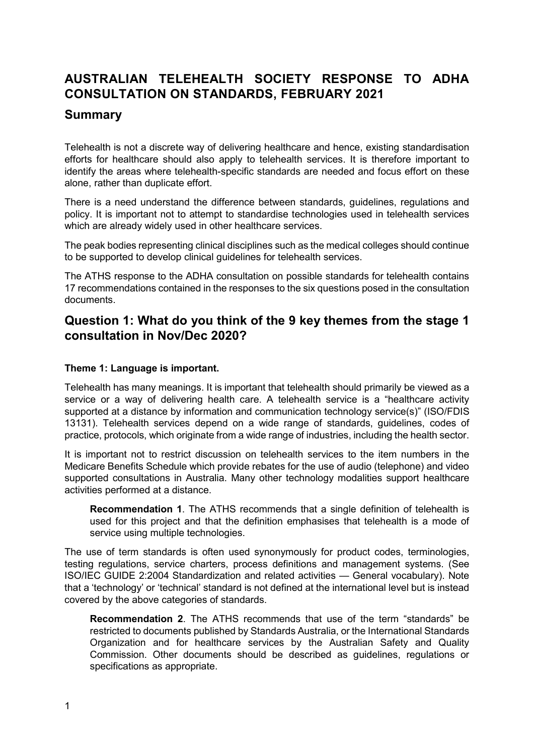# AUSTRALIAN TELEHEALTH SOCIETY RESPONSE TO ADHA CONSULTATION ON STANDARDS, FEBRUARY 2021

## Summary

Telehealth is not a discrete way of delivering healthcare and hence, existing standardisation efforts for healthcare should also apply to telehealth services. It is therefore important to identify the areas where telehealth-specific standards are needed and focus effort on these alone, rather than duplicate effort.

There is a need understand the difference between standards, guidelines, regulations and policy. It is important not to attempt to standardise technologies used in telehealth services which are already widely used in other healthcare services.

The peak bodies representing clinical disciplines such as the medical colleges should continue to be supported to develop clinical guidelines for telehealth services.

The ATHS response to the ADHA consultation on possible standards for telehealth contains 17 recommendations contained in the responses to the six questions posed in the consultation documents.

## Question 1: What do you think of the 9 key themes from the stage 1 consultation in Nov/Dec 2020?

### Theme 1: Language is important.

Telehealth has many meanings. It is important that telehealth should primarily be viewed as a service or a way of delivering health care. A telehealth service is a "healthcare activity supported at a distance by information and communication technology service(s)" (ISO/FDIS 13131). Telehealth services depend on a wide range of standards, guidelines, codes of practice, protocols, which originate from a wide range of industries, including the health sector.

It is important not to restrict discussion on telehealth services to the item numbers in the Medicare Benefits Schedule which provide rebates for the use of audio (telephone) and video supported consultations in Australia. Many other technology modalities support healthcare activities performed at a distance.

> **Recommendation 1**. The ATHS recommends that a single definition of telehealth is used for this project and that the definition emphasises that telehealth is a mode of service using multiple technologies.

The use of term standards is often used synonymously for product codes, terminologies, testing regulations, service charters, process definitions and management systems. (See ISO/IEC GUIDE 2:2004 Standardization and related activities — General vocabulary). Note that a 'technology' or 'technical' standard is not defined at the international level but is instead covered by the above categories of standards.

> **Recommendation 2**. The ATHS recommends that use of the term "standards" be restricted to documents published by Standards Australia, or the International Standards Organization and for healthcare services by the Australian Safety and Quality Commission. Other documents should be described as guidelines, regulations or specifications as appropriate.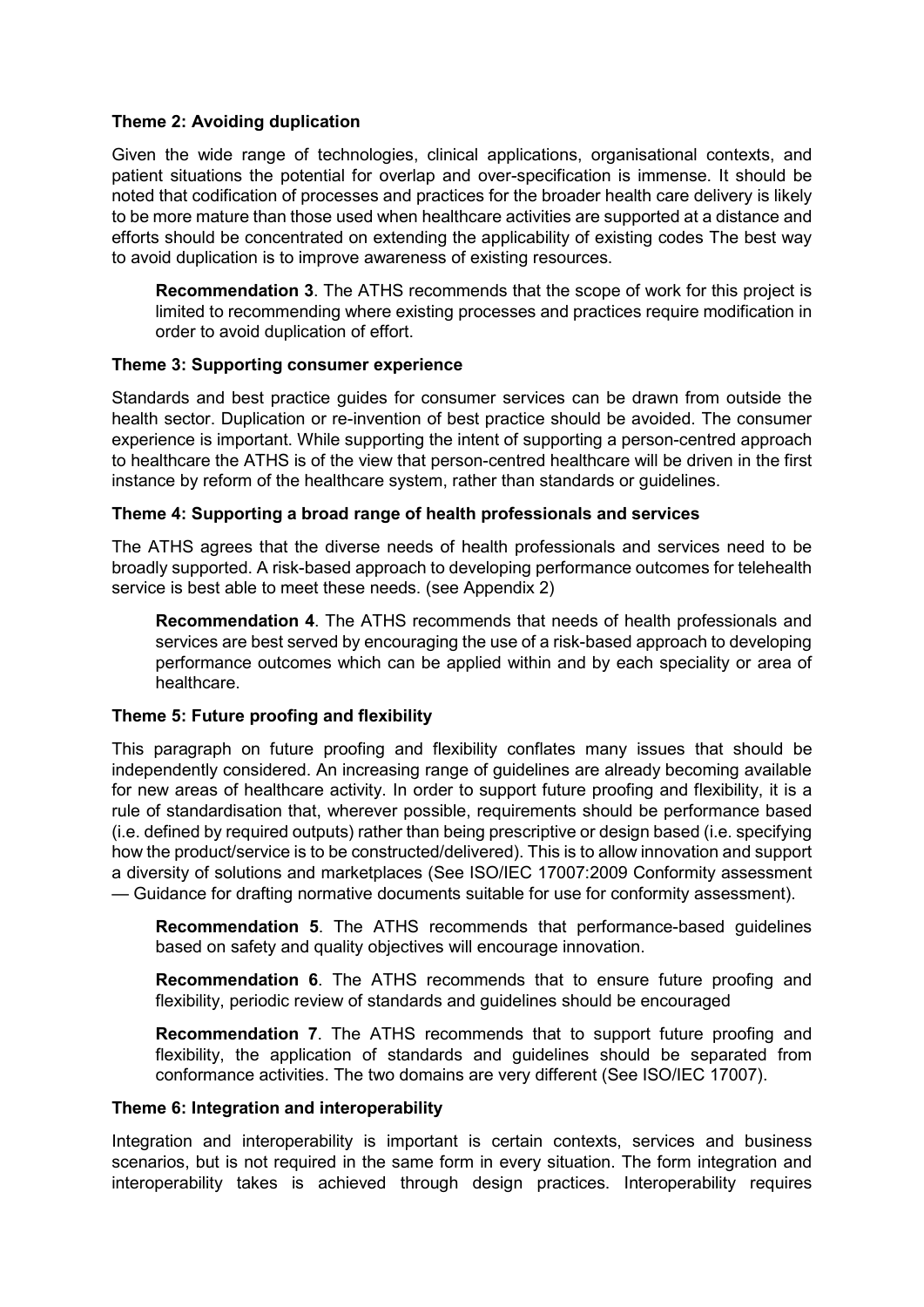**Theme 2: Avoiding duplication**

Given the wide range of technologies, clinical applications, organisational contexts, and patient situations the potential for overlap and over-specification is immense. It should be noted that codification of processes and practices for the broader health care delivery is likely to be more mature than those used when healthcare activities are supported at a distance and efforts should be concentrated on extending the applicability of existing codes The best way to avoid duplication is to improve awareness of existing resources.

> **Recommendation 3**. The ATHS recommends that the scope of work for this project is limited to recommending where existing processes and practices require modification in order to avoid duplication of effort.

**Theme 3: Supporting consumer experience**

Standards and best practice guides for consumer services can be drawn from outside the health sector. Duplication or re-invention of best practice should be avoided. The consumer experience is important. While supporting the intent of supporting a person-centred approach to healthcare the ATHS is of the view that person-centred healthcare will be driven in the first instance by reform of the healthcare system, rather than standards or guidelines.

**Theme 4: Supporting a broad range of health professionals and services**

The ATHS agrees that the diverse needs of health professionals and services need to be broadly supported. A risk-based approach to developing performance outcomes for telehealth service is best able to meet these needs. (see Appendix 2)

> **Recommendation 4**. The ATHS recommends that needs of health professionals and services are best served by encouraging the use of a risk-based approach to developing performance outcomes which can be applied within and by each speciality or area of healthcare.

**Theme 5: Future proofing and flexibility**

This paragraph on future proofing and flexibility conflates many issues that should be independently considered. An increasing range of guidelines are already becoming available for new areas of healthcare activity. In order to support future proofing and flexibility, it is a rule of standardisation that, wherever possible, requirements should be performance based (i.e. defined by required outputs) rather than being prescriptive or design based (i.e. specifying how the product/service is to be constructed/delivered). This is to allow innovation and support a diversity of solutions and marketplaces (See ISO/IEC 17007:2009 Conformity assessment — Guidance for drafting normative documents suitable for use for conformity assessment).

> **Recommendation 5**. The ATHS recommends that performance-based guidelines based on safety and quality objectives will encourage innovation.

> **Recommendation 6**. The ATHS recommends that to ensure future proofing and flexibility, periodic review of standards and guidelines should be encouraged

> **Recommendation 7**. The ATHS recommends that to support future proofing and flexibility, the application of standards and guidelines should be separated from conformance activities. The two domains are very different (See ISO/IEC 17007).

**Theme 6: Integration and interoperability**

Integration and interoperability is important is certain contexts, services and business scenarios, but is not required in the same form in every situation. The form integration and interoperability takes is achieved through design practices. Interoperability requires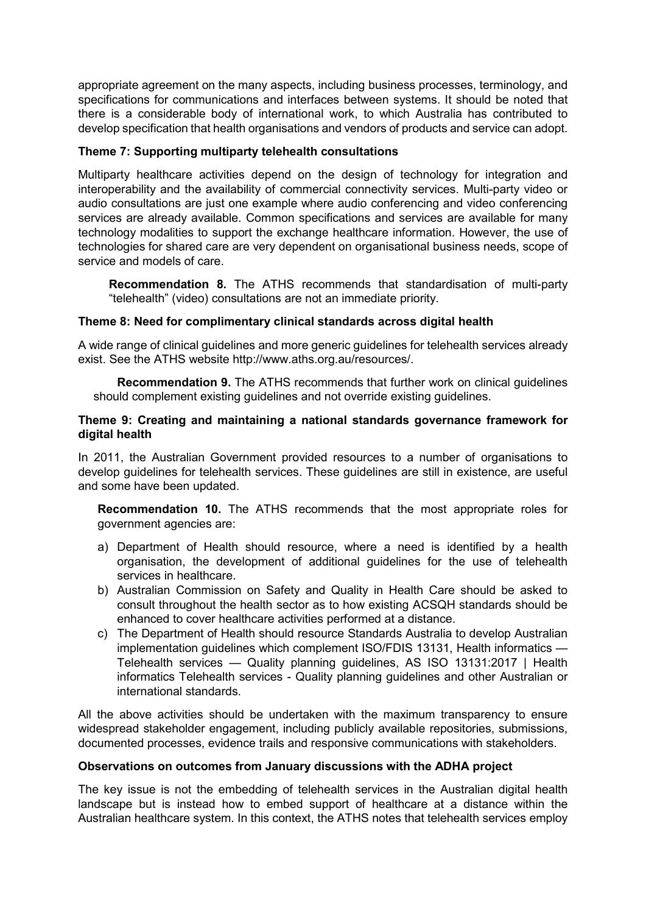appropriate agreement on the many aspects, including business processes, terminology, and specifications for communications and interfaces between systems. It should be noted that there is a considerable body of international work, to which Australia has contributed to develop specification that health organisations and vendors of products and service can adopt.

**Theme 7: Supporting multiparty telehealth consultations**

Multiparty healthcare activities depend on the design of technology for integration and interoperability and the availability of commercial connectivity services. Multi-party video or audio consultations are just one example where audio conferencing and video conferencing services are already available. Common specifications and services are available for many technology modalities to support the exchange healthcare information. However, the use of technologies for shared care are very dependent on organisational business needs, scope of service and models of care.

> **Recommendation 8.** The ATHS recommends that standardisation of multi-party "telehealth" (video) consultations are not an immediate priority.

**Theme 8: Need for complimentary clinical standards across digital health**

A wide range of clinical guidelines and more generic guidelines for telehealth services already exist. See the ATHS website http://www.aths.org.au/resources/.

> **Recommendation 9.** The ATHS recommends that further work on clinical guidelines should complement existing guidelines and not override existing guidelines.

**Theme 9: Creating and maintaining a national standards governance framework for digital health**

In 2011, the Australian Government provided resources to a number of organisations to develop guidelines for telehealth services. These guidelines are still in existence, are useful and some have been updated.

> **Recommendation 10.** The ATHS recommends that the most appropriate roles for government agencies are:
>
> a) Department of Health should resource, where a need is identified by a health organisation, the development of additional guidelines for the use of telehealth services in healthcare.
> b) Australian Commission on Safety and Quality in Health Care should be asked to consult throughout the health sector as to how existing ACSQH standards should be enhanced to cover healthcare activities performed at a distance.
> c) The Department of Health should resource Standards Australia to develop Australian implementation guidelines which complement ISO/FDIS 13131, Health informatics — Telehealth services — Quality planning guidelines, AS ISO 13131:2017 | Health informatics Telehealth services - Quality planning guidelines and other Australian or international standards.

All the above activities should be undertaken with the maximum transparency to ensure widespread stakeholder engagement, including publicly available repositories, submissions, documented processes, evidence trails and responsive communications with stakeholders.

**Observations on outcomes from January discussions with the ADHA project**

The key issue is not the embedding of telehealth services in the Australian digital health landscape but is instead how to embed support of healthcare at a distance within the Australian healthcare system. In this context, the ATHS notes that telehealth services employ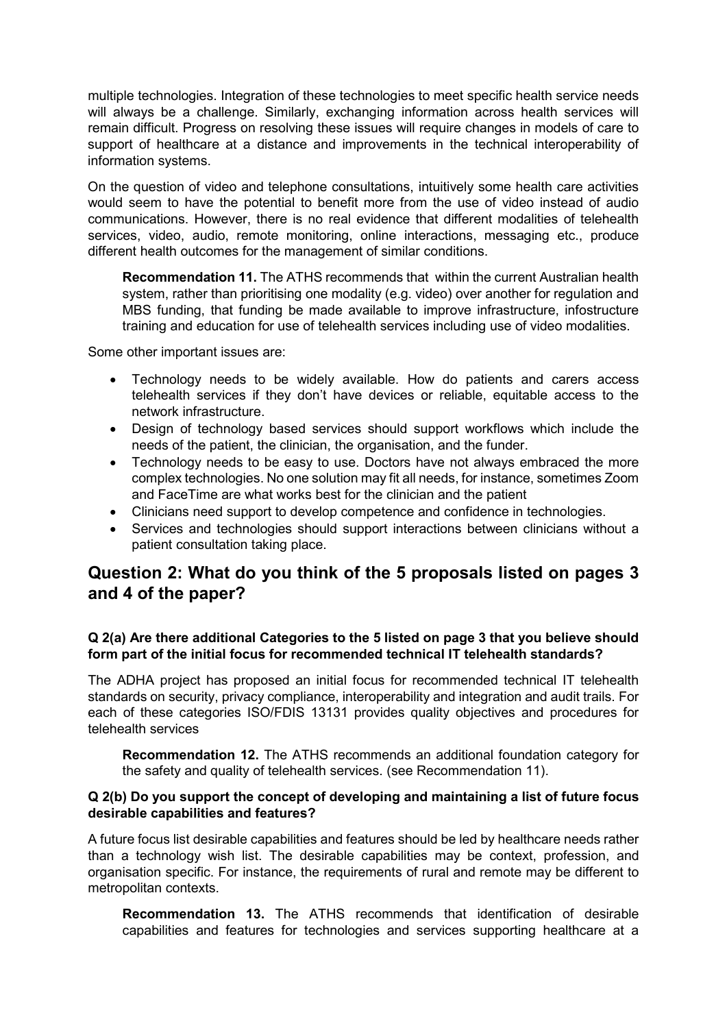multiple technologies. Integration of these technologies to meet specific health service needs will always be a challenge. Similarly, exchanging information across health services will remain difficult. Progress on resolving these issues will require changes in models of care to support of healthcare at a distance and improvements in the technical interoperability of information systems.

On the question of video and telephone consultations, intuitively some health care activities would seem to have the potential to benefit more from the use of video instead of audio communications. However, there is no real evidence that different modalities of telehealth services, video, audio, remote monitoring, online interactions, messaging etc., produce different health outcomes for the management of similar conditions.

> **Recommendation 11.** The ATHS recommends that within the current Australian health system, rather than prioritising one modality (e.g. video) over another for regulation and MBS funding, that funding be made available to improve infrastructure, infostructure training and education for use of telehealth services including use of video modalities.

Some other important issues are:

- Technology needs to be widely available. How do patients and carers access telehealth services if they don't have devices or reliable, equitable access to the network infrastructure.
- Design of technology based services should support workflows which include the needs of the patient, the clinician, the organisation, and the funder.
- Technology needs to be easy to use. Doctors have not always embraced the more complex technologies. No one solution may fit all needs, for instance, sometimes Zoom and FaceTime are what works best for the clinician and the patient
- Clinicians need support to develop competence and confidence in technologies.
- Services and technologies should support interactions between clinicians without a patient consultation taking place.

## Question 2: What do you think of the 5 proposals listed on pages 3 and 4 of the paper?

### Q 2(a) Are there additional Categories to the 5 listed on page 3 that you believe should form part of the initial focus for recommended technical IT telehealth standards?

The ADHA project has proposed an initial focus for recommended technical IT telehealth standards on security, privacy compliance, interoperability and integration and audit trails. For each of these categories ISO/FDIS 13131 provides quality objectives and procedures for telehealth services

> **Recommendation 12.** The ATHS recommends an additional foundation category for the safety and quality of telehealth services. (see Recommendation 11).

### Q 2(b) Do you support the concept of developing and maintaining a list of future focus desirable capabilities and features?

A future focus list desirable capabilities and features should be led by healthcare needs rather than a technology wish list. The desirable capabilities may be context, profession, and organisation specific. For instance, the requirements of rural and remote may be different to metropolitan contexts.

> **Recommendation 13.** The ATHS recommends that identification of desirable capabilities and features for technologies and services supporting healthcare at a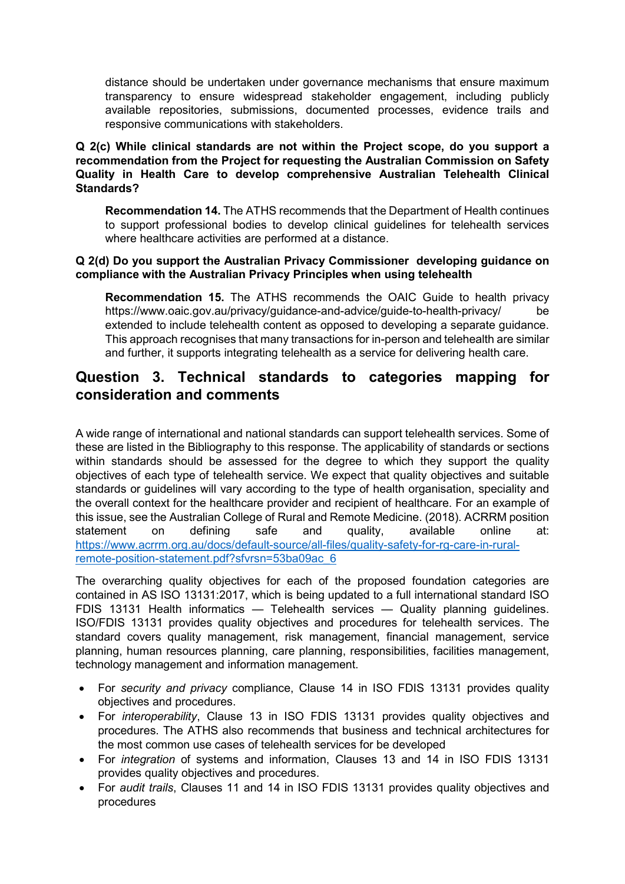distance should be undertaken under governance mechanisms that ensure maximum transparency to ensure widespread stakeholder engagement, including publicly available repositories, submissions, documented processes, evidence trails and responsive communications with stakeholders.

**Q 2(c) While clinical standards are not within the Project scope, do you support a recommendation from the Project for requesting the Australian Commission on Safety Quality in Health Care to develop comprehensive Australian Telehealth Clinical Standards?**

> **Recommendation 14.** The ATHS recommends that the Department of Health continues to support professional bodies to develop clinical guidelines for telehealth services where healthcare activities are performed at a distance.

**Q 2(d) Do you support the Australian Privacy Commissioner developing guidance on compliance with the Australian Privacy Principles when using telehealth**

> **Recommendation 15.** The ATHS recommends the OAIC Guide to health privacy https://www.oaic.gov.au/privacy/guidance-and-advice/guide-to-health-privacy/ be extended to include telehealth content as opposed to developing a separate guidance. This approach recognises that many transactions for in-person and telehealth are similar and further, it supports integrating telehealth as a service for delivering health care.

## Question 3. Technical standards to categories mapping for consideration and comments

A wide range of international and national standards can support telehealth services. Some of these are listed in the Bibliography to this response. The applicability of standards or sections within standards should be assessed for the degree to which they support the quality objectives of each type of telehealth service. We expect that quality objectives and suitable standards or guidelines will vary according to the type of health organisation, speciality and the overall context for the healthcare provider and recipient of healthcare. For an example of this issue, see the Australian College of Rural and Remote Medicine. (2018). ACRRM position statement on defining safe and quality, available online at: https://www.acrrm.org.au/docs/default-source/all-files/quality-safety-for-rg-care-in-rural-remote-position-statement.pdf?sfvrsn=53ba09ac_6

The overarching quality objectives for each of the proposed foundation categories are contained in AS ISO 13131:2017, which is being updated to a full international standard ISO FDIS 13131 Health informatics — Telehealth services — Quality planning guidelines. ISO/FDIS 13131 provides quality objectives and procedures for telehealth services. The standard covers quality management, risk management, financial management, service planning, human resources planning, care planning, responsibilities, facilities management, technology management and information management.

- For *security and privacy* compliance, Clause 14 in ISO FDIS 13131 provides quality objectives and procedures.
- For *interoperability*, Clause 13 in ISO FDIS 13131 provides quality objectives and procedures. The ATHS also recommends that business and technical architectures for the most common use cases of telehealth services for be developed
- For *integration* of systems and information, Clauses 13 and 14 in ISO FDIS 13131 provides quality objectives and procedures.
- For *audit trails*, Clauses 11 and 14 in ISO FDIS 13131 provides quality objectives and procedures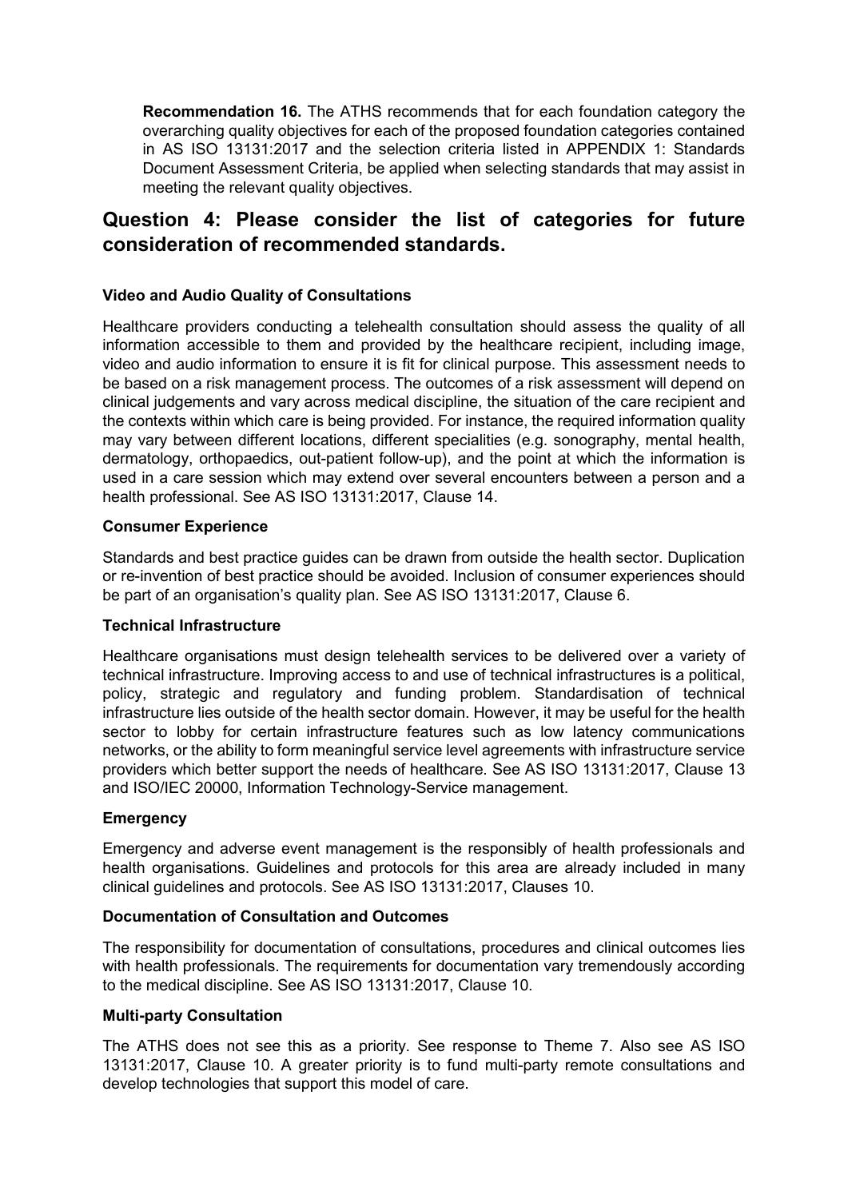**Recommendation 16.** The ATHS recommends that for each foundation category the overarching quality objectives for each of the proposed foundation categories contained in AS ISO 13131:2017 and the selection criteria listed in APPENDIX 1: Standards Document Assessment Criteria, be applied when selecting standards that may assist in meeting the relevant quality objectives.

## Question 4: Please consider the list of categories for future consideration of recommended standards.

**Video and Audio Quality of Consultations**

Healthcare providers conducting a telehealth consultation should assess the quality of all information accessible to them and provided by the healthcare recipient, including image, video and audio information to ensure it is fit for clinical purpose. This assessment needs to be based on a risk management process. The outcomes of a risk assessment will depend on clinical judgements and vary across medical discipline, the situation of the care recipient and the contexts within which care is being provided. For instance, the required information quality may vary between different locations, different specialities (e.g. sonography, mental health, dermatology, orthopaedics, out-patient follow-up), and the point at which the information is used in a care session which may extend over several encounters between a person and a health professional. See AS ISO 13131:2017, Clause 14.

**Consumer Experience**

Standards and best practice guides can be drawn from outside the health sector. Duplication or re-invention of best practice should be avoided. Inclusion of consumer experiences should be part of an organisation's quality plan. See AS ISO 13131:2017, Clause 6.

**Technical Infrastructure**

Healthcare organisations must design telehealth services to be delivered over a variety of technical infrastructure. Improving access to and use of technical infrastructures is a political, policy, strategic and regulatory and funding problem. Standardisation of technical infrastructure lies outside of the health sector domain. However, it may be useful for the health sector to lobby for certain infrastructure features such as low latency communications networks, or the ability to form meaningful service level agreements with infrastructure service providers which better support the needs of healthcare. See AS ISO 13131:2017, Clause 13 and ISO/IEC 20000, Information Technology-Service management.

**Emergency**

Emergency and adverse event management is the responsibly of health professionals and health organisations. Guidelines and protocols for this area are already included in many clinical guidelines and protocols. See AS ISO 13131:2017, Clauses 10.

**Documentation of Consultation and Outcomes**

The responsibility for documentation of consultations, procedures and clinical outcomes lies with health professionals. The requirements for documentation vary tremendously according to the medical discipline. See AS ISO 13131:2017, Clause 10.

**Multi-party Consultation**

The ATHS does not see this as a priority. See response to Theme 7. Also see AS ISO 13131:2017, Clause 10. A greater priority is to fund multi-party remote consultations and develop technologies that support this model of care.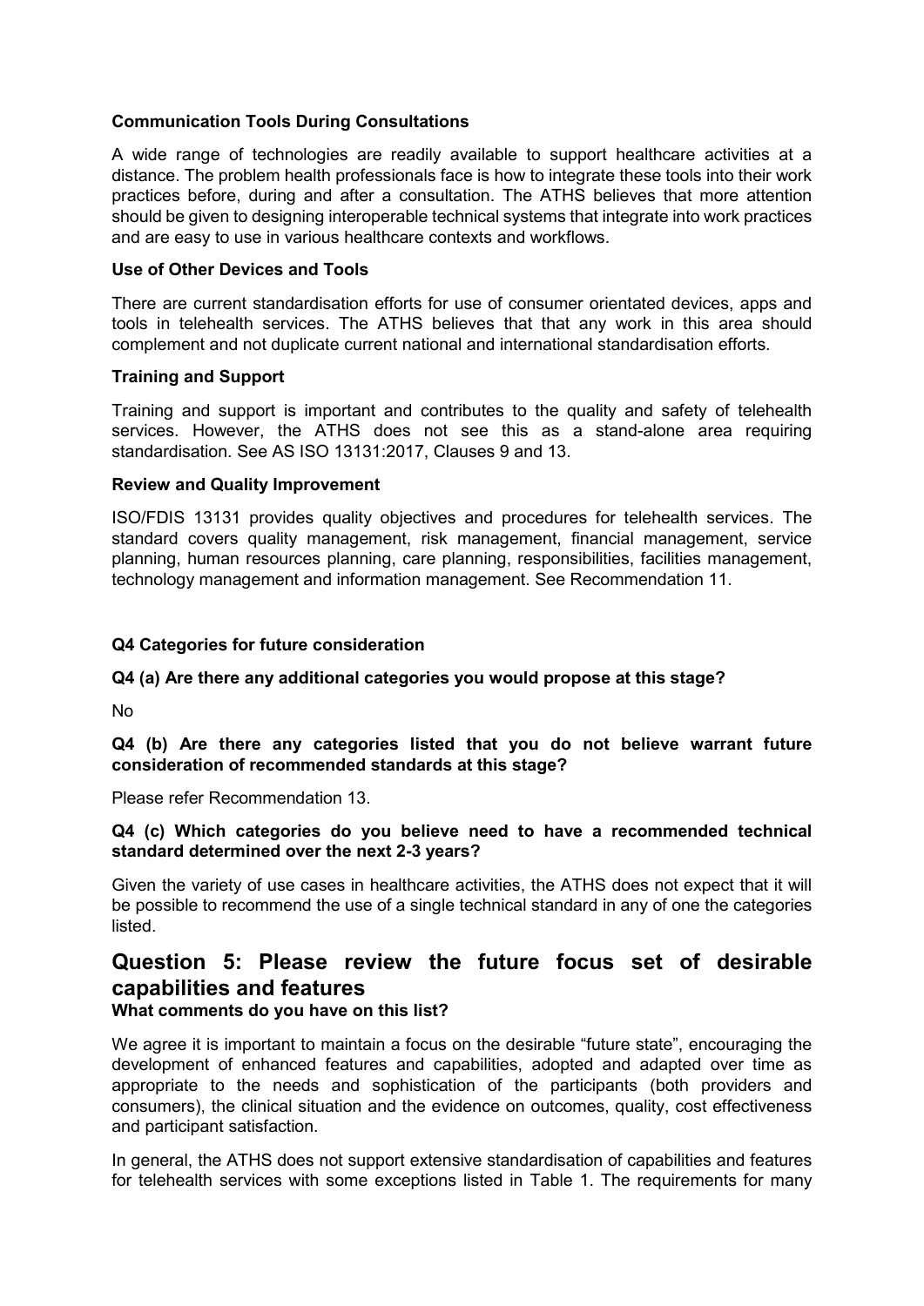**Communication Tools During Consultations**

A wide range of technologies are readily available to support healthcare activities at a distance. The problem health professionals face is how to integrate these tools into their work practices before, during and after a consultation. The ATHS believes that more attention should be given to designing interoperable technical systems that integrate into work practices and are easy to use in various healthcare contexts and workflows.

**Use of Other Devices and Tools**

There are current standardisation efforts for use of consumer orientated devices, apps and tools in telehealth services. The ATHS believes that that any work in this area should complement and not duplicate current national and international standardisation efforts.

**Training and Support**

Training and support is important and contributes to the quality and safety of telehealth services. However, the ATHS does not see this as a stand-alone area requiring standardisation. See AS ISO 13131:2017, Clauses 9 and 13.

**Review and Quality Improvement**

ISO/FDIS 13131 provides quality objectives and procedures for telehealth services. The standard covers quality management, risk management, financial management, service planning, human resources planning, care planning, responsibilities, facilities management, technology management and information management. See Recommendation 11.

**Q4 Categories for future consideration**

**Q4 (a) Are there any additional categories you would propose at this stage?**

No

**Q4 (b) Are there any categories listed that you do not believe warrant future consideration of recommended standards at this stage?**

Please refer Recommendation 13.

**Q4 (c) Which categories do you believe need to have a recommended technical standard determined over the next 2-3 years?**

Given the variety of use cases in healthcare activities, the ATHS does not expect that it will be possible to recommend the use of a single technical standard in any of one the categories listed.

## Question 5: Please review the future focus set of desirable capabilities and features

**What comments do you have on this list?**

We agree it is important to maintain a focus on the desirable "future state", encouraging the development of enhanced features and capabilities, adopted and adapted over time as appropriate to the needs and sophistication of the participants (both providers and consumers), the clinical situation and the evidence on outcomes, quality, cost effectiveness and participant satisfaction.

In general, the ATHS does not support extensive standardisation of capabilities and features for telehealth services with some exceptions listed in Table 1. The requirements for many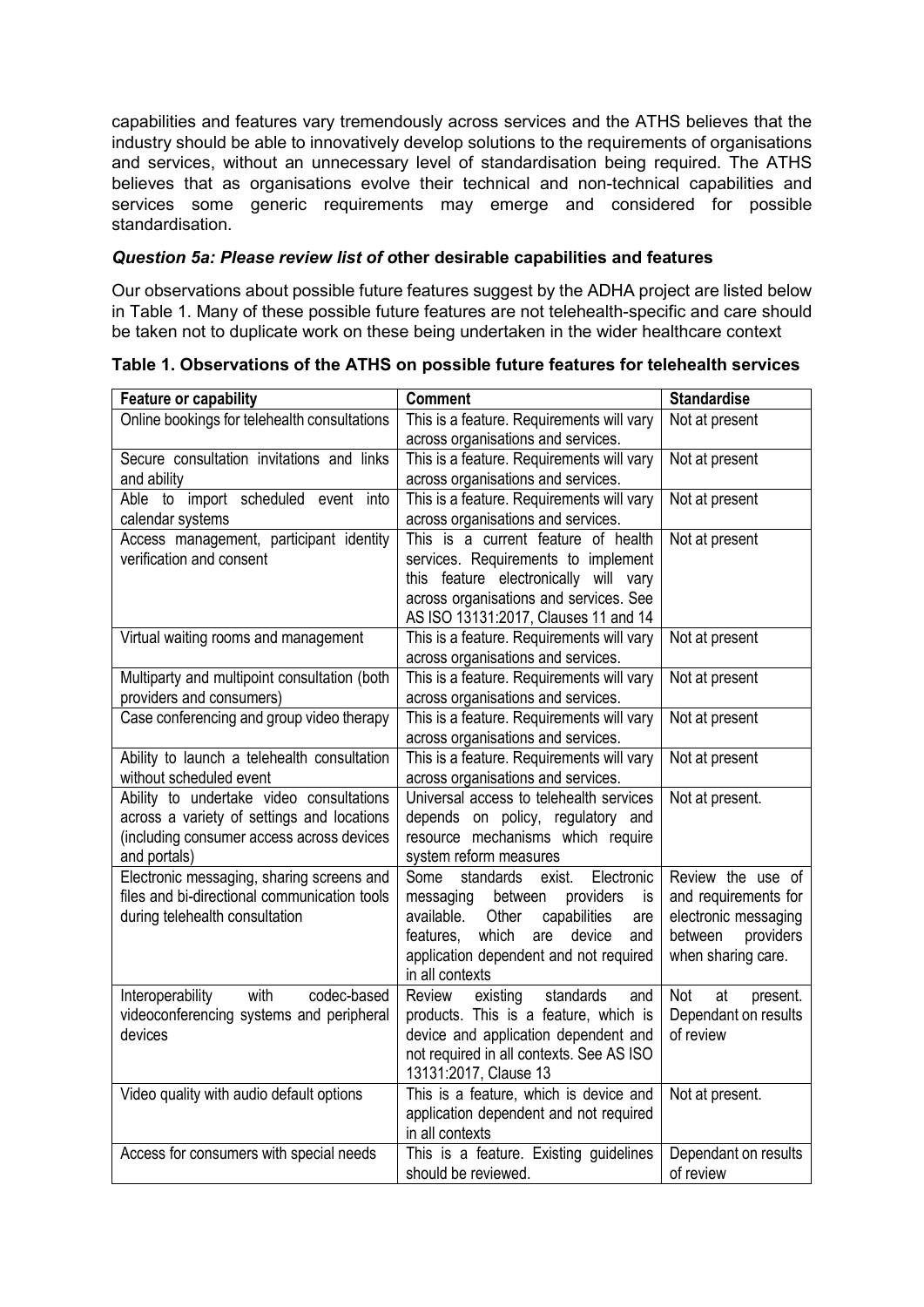capabilities and features vary tremendously across services and the ATHS believes that the industry should be able to innovatively develop solutions to the requirements of organisations and services, without an unnecessary level of standardisation being required. The ATHS believes that as organisations evolve their technical and non-technical capabilities and services some generic requirements may emerge and considered for possible standardisation.

***Question 5a: Please review list of o*ther desirable capabilities and features**

Our observations about possible future features suggest by the ADHA project are listed below in Table 1. Many of these possible future features are not telehealth-specific and care should be taken not to duplicate work on these being undertaken in the wider healthcare context

**Table 1. Observations of the ATHS on possible future features for telehealth services**

| Feature or capability | Comment | Standardise |
|---|---|---|
| Online bookings for telehealth consultations | This is a feature. Requirements will vary across organisations and services. | Not at present |
| Secure consultation invitations and links and ability | This is a feature. Requirements will vary across organisations and services. | Not at present |
| Able to import scheduled event into calendar systems | This is a feature. Requirements will vary across organisations and services. | Not at present |
| Access management, participant identity verification and consent | This is a current feature of health services. Requirements to implement this feature electronically will vary across organisations and services. See AS ISO 13131:2017, Clauses 11 and 14 | Not at present |
| Virtual waiting rooms and management | This is a feature. Requirements will vary across organisations and services. | Not at present |
| Multiparty and multipoint consultation (both providers and consumers) | This is a feature. Requirements will vary across organisations and services. | Not at present |
| Case conferencing and group video therapy | This is a feature. Requirements will vary across organisations and services. | Not at present |
| Ability to launch a telehealth consultation without scheduled event | This is a feature. Requirements will vary across organisations and services. | Not at present |
| Ability to undertake video consultations across a variety of settings and locations (including consumer access across devices and portals) | Universal access to telehealth services depends on policy, regulatory and resource mechanisms which require system reform measures | Not at present. |
| Electronic messaging, sharing screens and files and bi-directional communication tools during telehealth consultation | Some standards exist. Electronic messaging between providers is available. Other capabilities are features, which are device and application dependent and not required in all contexts | Review the use of and requirements for electronic messaging between providers when sharing care. |
| Interoperability with codec-based videoconferencing systems and peripheral devices | Review existing standards and products. This is a feature, which is device and application dependent and not required in all contexts. See AS ISO 13131:2017, Clause 13 | Not at present. Dependant on results of review |
| Video quality with audio default options | This is a feature, which is device and application dependent and not required in all contexts | Not at present. |
| Access for consumers with special needs | This is a feature. Existing guidelines should be reviewed. | Dependant on results of review |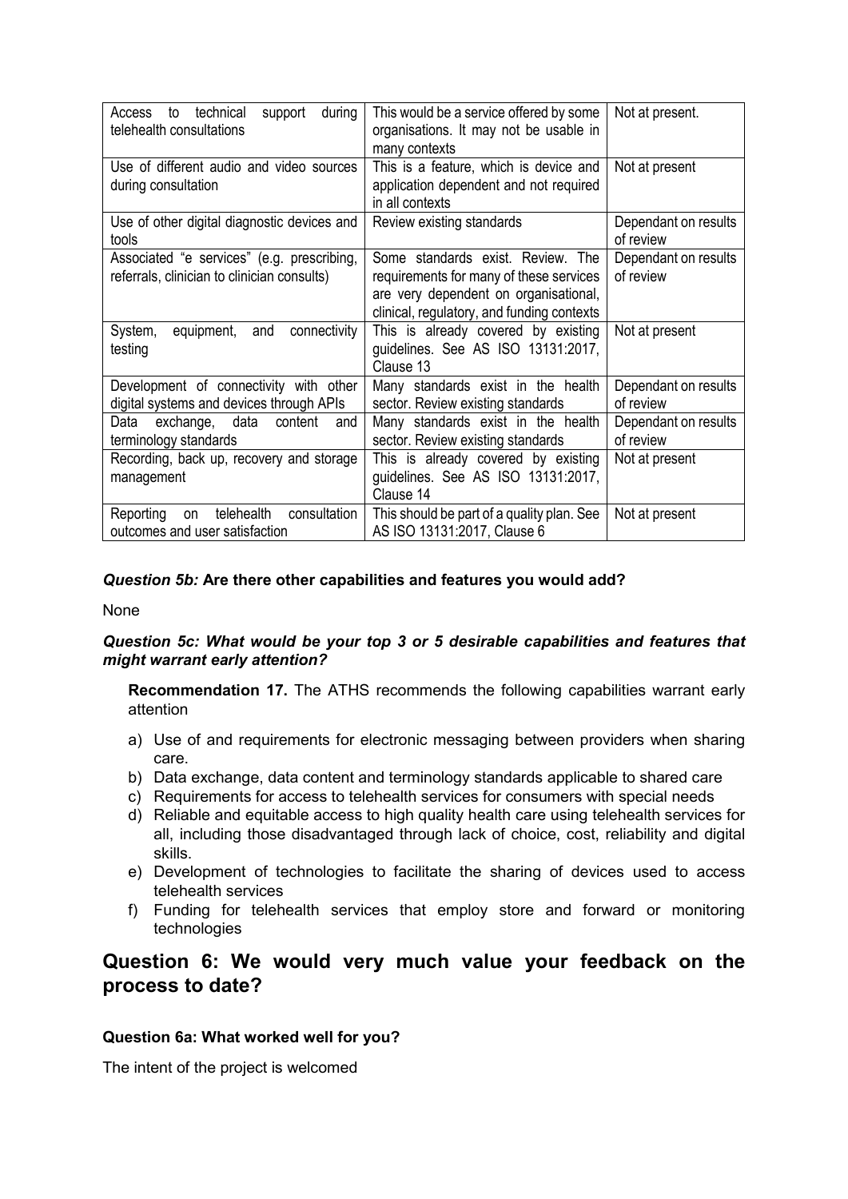| | | |
|---|---|---|
| Access to technical support during telehealth consultations | This would be a service offered by some organisations. It may not be usable in many contexts | Not at present. |
| Use of different audio and video sources during consultation | This is a feature, which is device and application dependent and not required in all contexts | Not at present |
| Use of other digital diagnostic devices and tools | Review existing standards | Dependant on results of review |
| Associated "e services" (e.g. prescribing, referrals, clinician to clinician consults) | Some standards exist. Review. The requirements for many of these services are very dependent on organisational, clinical, regulatory, and funding contexts | Dependant on results of review |
| System, equipment, and connectivity testing | This is already covered by existing guidelines. See AS ISO 13131:2017, Clause 13 | Not at present |
| Development of connectivity with other digital systems and devices through APIs | Many standards exist in the health sector. Review existing standards | Dependant on results of review |
| Data exchange, data content and terminology standards | Many standards exist in the health sector. Review existing standards | Dependant on results of review |
| Recording, back up, recovery and storage management | This is already covered by existing guidelines. See AS ISO 13131:2017, Clause 14 | Not at present |
| Reporting on telehealth consultation outcomes and user satisfaction | This should be part of a quality plan. See AS ISO 13131:2017, Clause 6 | Not at present |

***Question 5b:*** **Are there other capabilities and features you would add?**

None

***Question 5c: What would be your top 3 or 5 desirable capabilities and features that might warrant early attention?***

**Recommendation 17.** The ATHS recommends the following capabilities warrant early attention

a) Use of and requirements for electronic messaging between providers when sharing care.
b) Data exchange, data content and terminology standards applicable to shared care
c) Requirements for access to telehealth services for consumers with special needs
d) Reliable and equitable access to high quality health care using telehealth services for all, including those disadvantaged through lack of choice, cost, reliability and digital skills.
e) Development of technologies to facilitate the sharing of devices used to access telehealth services
f) Funding for telehealth services that employ store and forward or monitoring technologies

## Question 6: We would very much value your feedback on the process to date?

**Question 6a: What worked well for you?**

The intent of the project is welcomed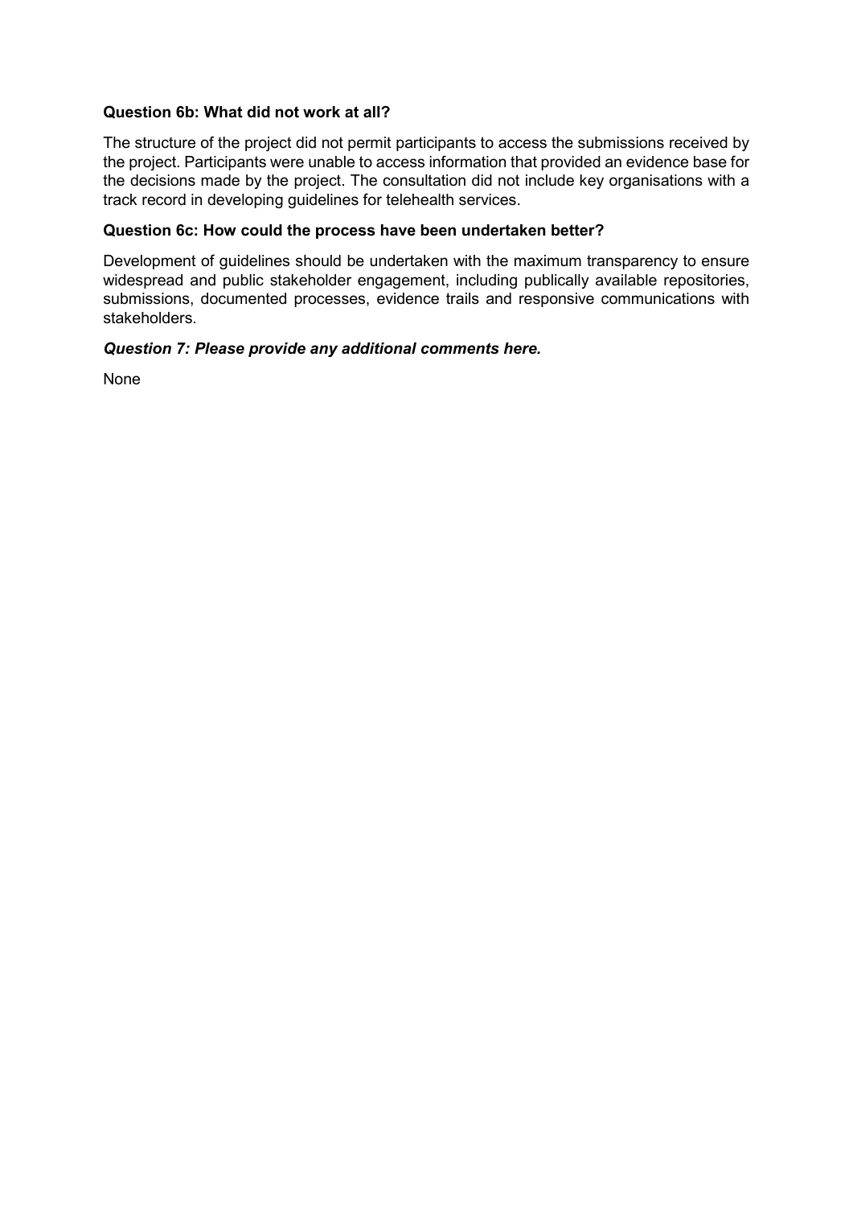**Question 6b: What did not work at all?**

The structure of the project did not permit participants to access the submissions received by the project. Participants were unable to access information that provided an evidence base for the decisions made by the project. The consultation did not include key organisations with a track record in developing guidelines for telehealth services.

**Question 6c: How could the process have been undertaken better?**

Development of guidelines should be undertaken with the maximum transparency to ensure widespread and public stakeholder engagement, including publically available repositories, submissions, documented processes, evidence trails and responsive communications with stakeholders.

***Question 7: Please provide any additional comments here.***

None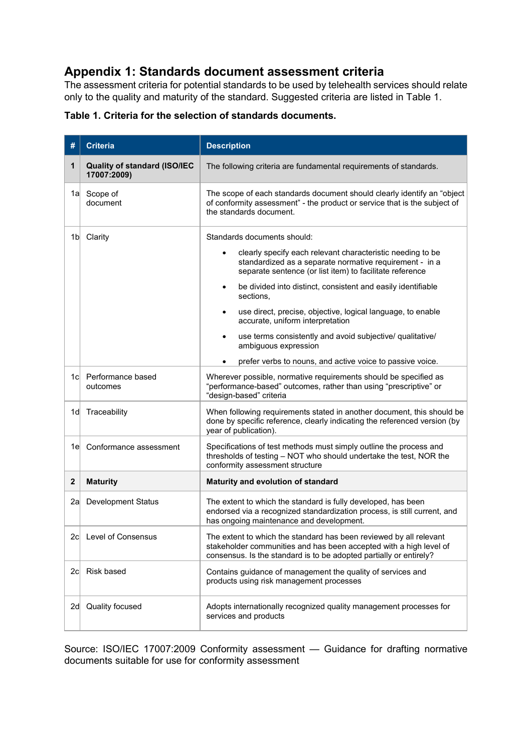# Appendix 1: Standards document assessment criteria

The assessment criteria for potential standards to be used by telehealth services should relate only to the quality and maturity of the standard. Suggested criteria are listed in Table 1.

**Table 1. Criteria for the selection of standards documents.**

| # | Criteria | Description |
|---|---|---|
| **1** | **Quality of standard (ISO/IEC 17007:2009)** | The following criteria are fundamental requirements of standards. |
| 1a | Scope of document | The scope of each standards document should clearly identify an "object of conformity assessment" - the product or service that is the subject of the standards document. |
| 1b | Clarity | Standards documents should:<br>• clearly specify each relevant characteristic needing to be standardized as a separate normative requirement - in a separate sentence (or list item) to facilitate reference<br>• be divided into distinct, consistent and easily identifiable sections,<br>• use direct, precise, objective, logical language, to enable accurate, uniform interpretation<br>• use terms consistently and avoid subjective/ qualitative/ ambiguous expression<br>• prefer verbs to nouns, and active voice to passive voice. |
| 1c | Performance based outcomes | Wherever possible, normative requirements should be specified as "performance-based" outcomes, rather than using "prescriptive" or "design-based" criteria |
| 1d | Traceability | When following requirements stated in another document, this should be done by specific reference, clearly indicating the referenced version (by year of publication). |
| 1e | Conformance assessment | Specifications of test methods must simply outline the process and thresholds of testing – NOT who should undertake the test, NOR the conformity assessment structure |
| **2** | **Maturity** | **Maturity and evolution of standard** |
| 2a | Development Status | The extent to which the standard is fully developed, has been endorsed via a recognized standardization process, is still current, and has ongoing maintenance and development. |
| 2c | Level of Consensus | The extent to which the standard has been reviewed by all relevant stakeholder communities and has been accepted with a high level of consensus. Is the standard is to be adopted partially or entirely? |
| 2c | Risk based | Contains guidance of management the quality of services and products using risk management processes |
| 2d | Quality focused | Adopts internationally recognized quality management processes for services and products |

Source: ISO/IEC 17007:2009 Conformity assessment — Guidance for drafting normative documents suitable for use for conformity assessment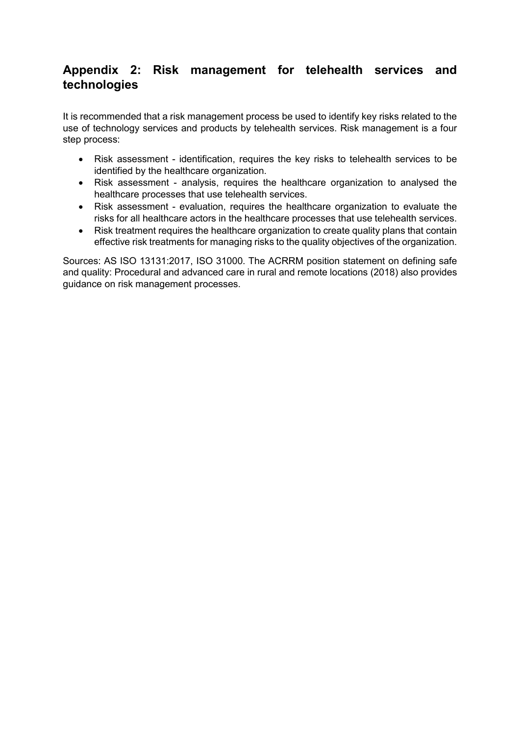## Appendix 2: Risk management for telehealth services and technologies

It is recommended that a risk management process be used to identify key risks related to the use of technology services and products by telehealth services. Risk management is a four step process:

- Risk assessment - identification, requires the key risks to telehealth services to be identified by the healthcare organization.
- Risk assessment - analysis, requires the healthcare organization to analysed the healthcare processes that use telehealth services.
- Risk assessment - evaluation, requires the healthcare organization to evaluate the risks for all healthcare actors in the healthcare processes that use telehealth services.
- Risk treatment requires the healthcare organization to create quality plans that contain effective risk treatments for managing risks to the quality objectives of the organization.

Sources: AS ISO 13131:2017, ISO 31000. The ACRRM position statement on defining safe and quality: Procedural and advanced care in rural and remote locations (2018) also provides guidance on risk management processes.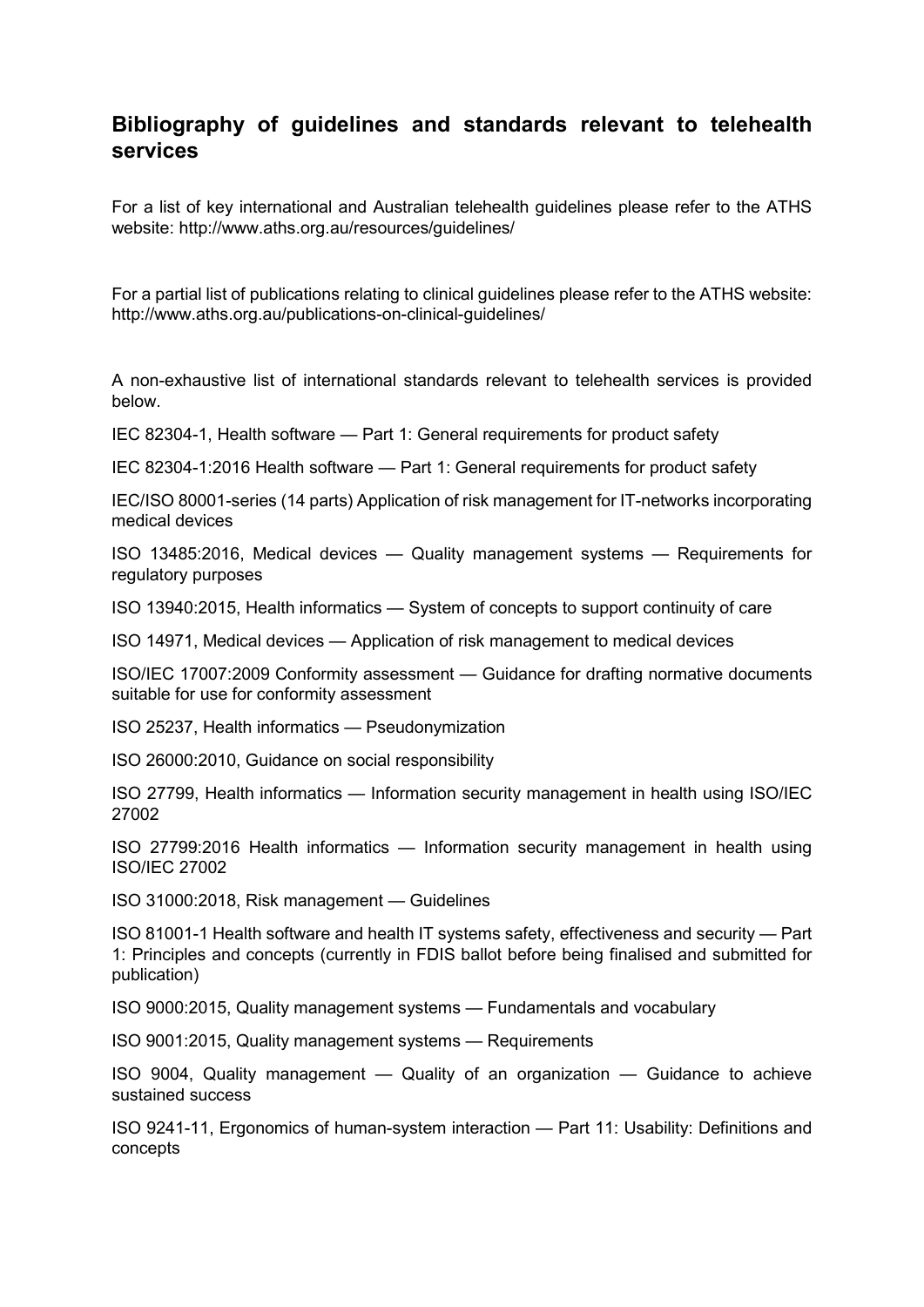## Bibliography of guidelines and standards relevant to telehealth services

For a list of key international and Australian telehealth guidelines please refer to the ATHS website: http://www.aths.org.au/resources/guidelines/

For a partial list of publications relating to clinical guidelines please refer to the ATHS website: http://www.aths.org.au/publications-on-clinical-guidelines/

A non-exhaustive list of international standards relevant to telehealth services is provided below.

IEC 82304-1, Health software — Part 1: General requirements for product safety

IEC 82304-1:2016 Health software — Part 1: General requirements for product safety

IEC/ISO 80001-series (14 parts) Application of risk management for IT-networks incorporating medical devices

ISO 13485:2016, Medical devices — Quality management systems — Requirements for regulatory purposes

ISO 13940:2015, Health informatics — System of concepts to support continuity of care

ISO 14971, Medical devices — Application of risk management to medical devices

ISO/IEC 17007:2009 Conformity assessment — Guidance for drafting normative documents suitable for use for conformity assessment

ISO 25237, Health informatics — Pseudonymization

ISO 26000:2010, Guidance on social responsibility

ISO 27799, Health informatics — Information security management in health using ISO/IEC 27002

ISO 27799:2016 Health informatics — Information security management in health using ISO/IEC 27002

ISO 31000:2018, Risk management — Guidelines

ISO 81001-1 Health software and health IT systems safety, effectiveness and security — Part 1: Principles and concepts (currently in FDIS ballot before being finalised and submitted for publication)

ISO 9000:2015, Quality management systems — Fundamentals and vocabulary

ISO 9001:2015, Quality management systems — Requirements

ISO 9004, Quality management — Quality of an organization — Guidance to achieve sustained success

ISO 9241-11, Ergonomics of human-system interaction — Part 11: Usability: Definitions and concepts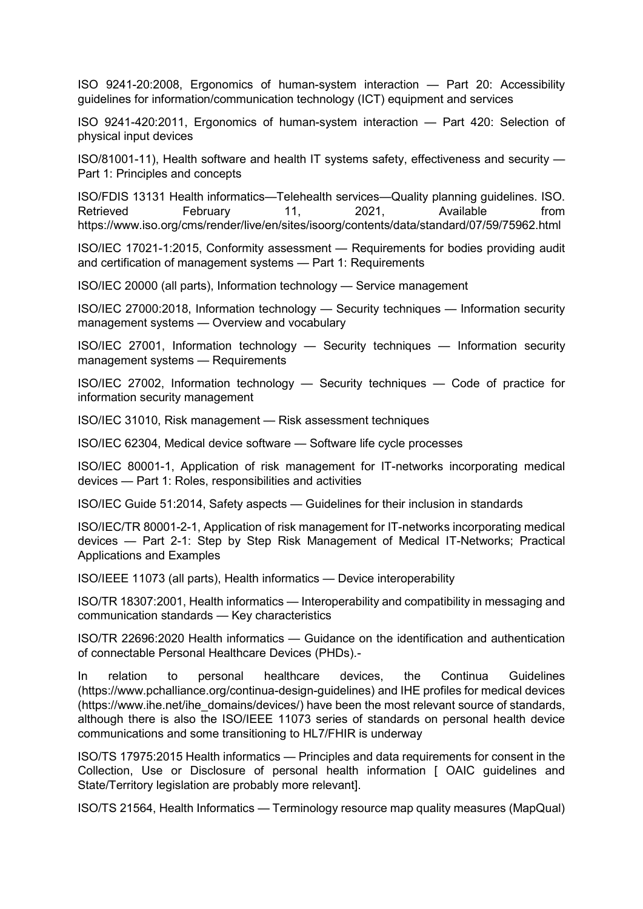ISO 9241-20:2008, Ergonomics of human-system interaction — Part 20: Accessibility guidelines for information/communication technology (ICT) equipment and services

ISO 9241-420:2011, Ergonomics of human-system interaction — Part 420: Selection of physical input devices

ISO/81001-11), Health software and health IT systems safety, effectiveness and security — Part 1: Principles and concepts

ISO/FDIS 13131 Health informatics—Telehealth services—Quality planning guidelines. ISO. Retrieved February 11, 2021, Available from https://www.iso.org/cms/render/live/en/sites/isoorg/contents/data/standard/07/59/75962.html

ISO/IEC 17021-1:2015, Conformity assessment — Requirements for bodies providing audit and certification of management systems — Part 1: Requirements

ISO/IEC 20000 (all parts), Information technology — Service management

ISO/IEC 27000:2018, Information technology — Security techniques — Information security management systems — Overview and vocabulary

ISO/IEC 27001, Information technology — Security techniques — Information security management systems — Requirements

ISO/IEC 27002, Information technology — Security techniques — Code of practice for information security management

ISO/IEC 31010, Risk management — Risk assessment techniques

ISO/IEC 62304, Medical device software — Software life cycle processes

ISO/IEC 80001-1, Application of risk management for IT-networks incorporating medical devices — Part 1: Roles, responsibilities and activities

ISO/IEC Guide 51:2014, Safety aspects — Guidelines for their inclusion in standards

ISO/IEC/TR 80001-2-1, Application of risk management for IT-networks incorporating medical devices — Part 2-1: Step by Step Risk Management of Medical IT-Networks; Practical Applications and Examples

ISO/IEEE 11073 (all parts), Health informatics — Device interoperability

ISO/TR 18307:2001, Health informatics — Interoperability and compatibility in messaging and communication standards — Key characteristics

ISO/TR 22696:2020 Health informatics — Guidance on the identification and authentication of connectable Personal Healthcare Devices (PHDs).-

In relation to personal healthcare devices, the Continua Guidelines (https://www.pchalliance.org/continua-design-guidelines) and IHE profiles for medical devices (https://www.ihe.net/ihe_domains/devices/) have been the most relevant source of standards, although there is also the ISO/IEEE 11073 series of standards on personal health device communications and some transitioning to HL7/FHIR is underway

ISO/TS 17975:2015 Health informatics — Principles and data requirements for consent in the Collection, Use or Disclosure of personal health information [ OAIC guidelines and State/Territory legislation are probably more relevant].

ISO/TS 21564, Health Informatics — Terminology resource map quality measures (MapQual)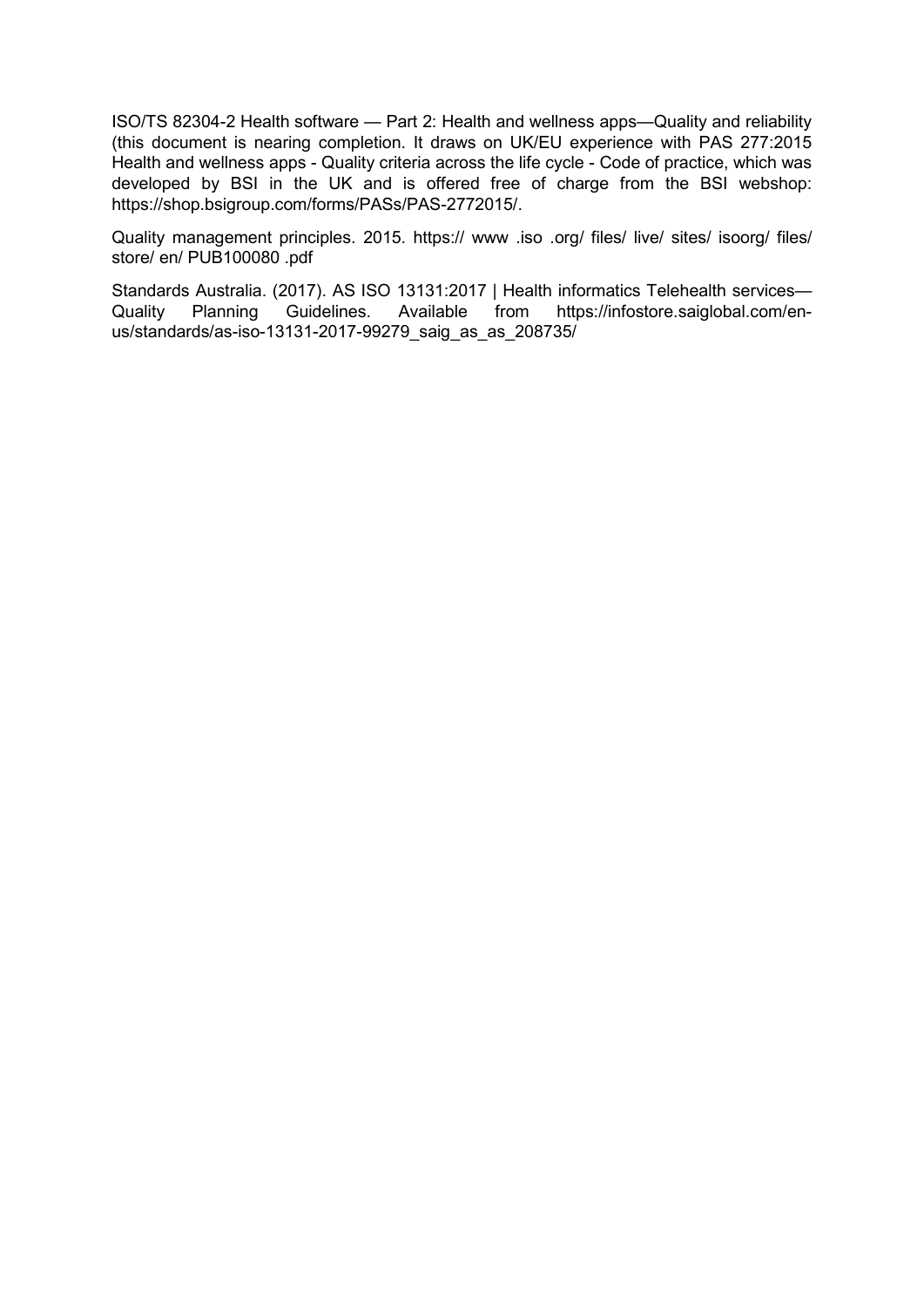ISO/TS 82304-2 Health software — Part 2: Health and wellness apps—Quality and reliability (this document is nearing completion. It draws on UK/EU experience with PAS 277:2015 Health and wellness apps - Quality criteria across the life cycle - Code of practice, which was developed by BSI in the UK and is offered free of charge from the BSI webshop: https://shop.bsigroup.com/forms/PASs/PAS-2772015/.

Quality management principles. 2015. https:// www .iso .org/ files/ live/ sites/ isoorg/ files/ store/ en/ PUB100080 .pdf

Standards Australia. (2017). AS ISO 13131:2017 | Health informatics Telehealth services—Quality Planning Guidelines. Available from https://infostore.saiglobal.com/en-us/standards/as-iso-13131-2017-99279_saig_as_as_208735/